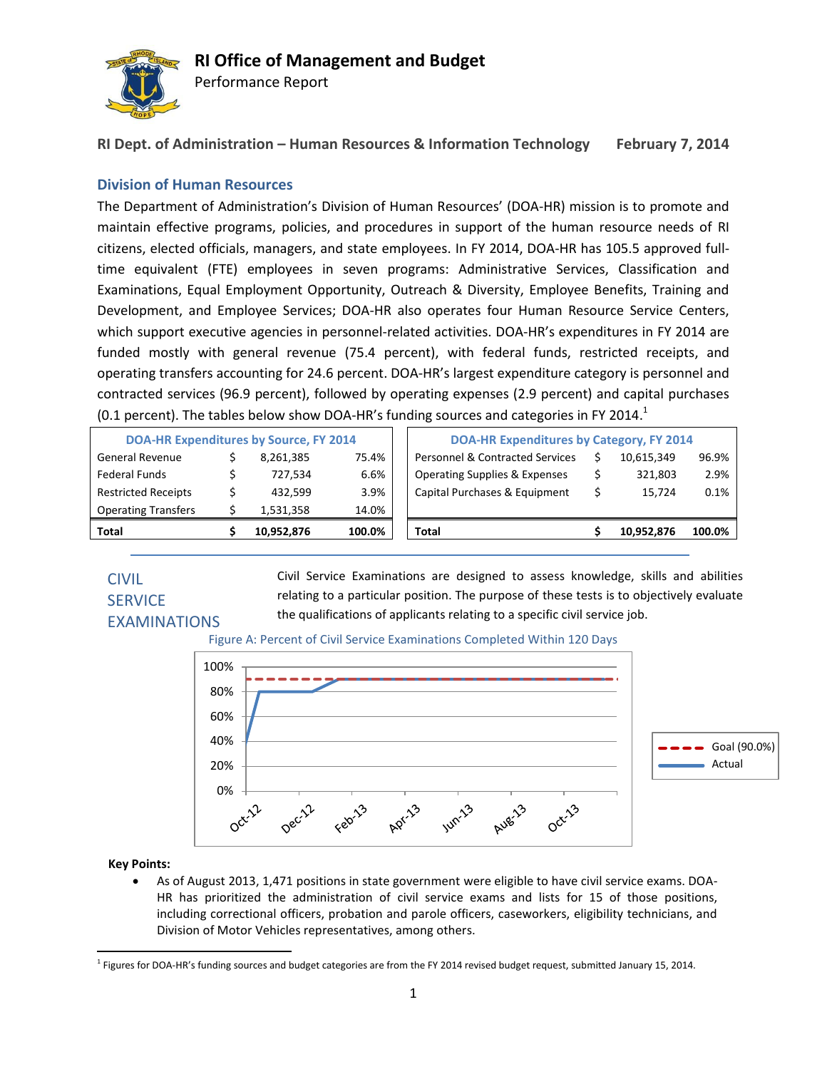# RI Office of Management and Budget

Performance Report

**RI Dept. of Administration – Human Resources & Information Technology** **February 7, 2014**

## Division of Human Resources

The Department of Administration's Division of Human Resources' (DOA-HR) mission is to promote and maintain effective programs, policies, and procedures in support of the human resource needs of RI citizens, elected officials, managers, and state employees. In FY 2014, DOA-HR has 105.5 approved full-time equivalent (FTE) employees in seven programs: Administrative Services, Classification and Examinations, Equal Employment Opportunity, Outreach & Diversity, Employee Benefits, Training and Development, and Employee Services; DOA-HR also operates four Human Resource Service Centers, which support executive agencies in personnel-related activities. DOA-HR's expenditures in FY 2014 are funded mostly with general revenue (75.4 percent), with federal funds, restricted receipts, and operating transfers accounting for 24.6 percent. DOA-HR's largest expenditure category is personnel and contracted services (96.9 percent), followed by operating expenses (2.9 percent) and capital purchases (0.1 percent). The tables below show DOA-HR's funding sources and categories in FY 2014.[1]

| DOA-HR Expenditures by Source, FY 2014 | | | |
|---|---|---|---|
| General Revenue | $ | 8,261,385 | 75.4% |
| Federal Funds | $ | 727,534 | 6.6% |
| Restricted Receipts | $ | 432,599 | 3.9% |
| Operating Transfers | $ | 1,531,358 | 14.0% |
| **Total** | **$** | **10,952,876** | **100.0%** |

| DOA-HR Expenditures by Category, FY 2014 | | | |
|---|---|---|---|
| Personnel & Contracted Services | $ | 10,615,349 | 96.9% |
| Operating Supplies & Expenses | $ | 321,803 | 2.9% |
| Capital Purchases & Equipment | $ | 15,724 | 0.1% |
| **Total** | **$** | **10,952,876** | **100.0%** |

## CIVIL SERVICE EXAMINATIONS

Civil Service Examinations are designed to assess knowledge, skills and abilities relating to a particular position. The purpose of these tests is to objectively evaluate the qualifications of applicants relating to a specific civil service job.

Figure A: Percent of Civil Service Examinations Completed Within 120 Days

**Key Points:**

- As of August 2013, 1,471 positions in state government were eligible to have civil service exams. DOA-HR has prioritized the administration of civil service exams and lists for 15 of those positions, including correctional officers, probation and parole officers, caseworkers, eligibility technicians, and Division of Motor Vehicles representatives, among others.

[1] Figures for DOA-HR's funding sources and budget categories are from the FY 2014 revised budget request, submitted January 15, 2014.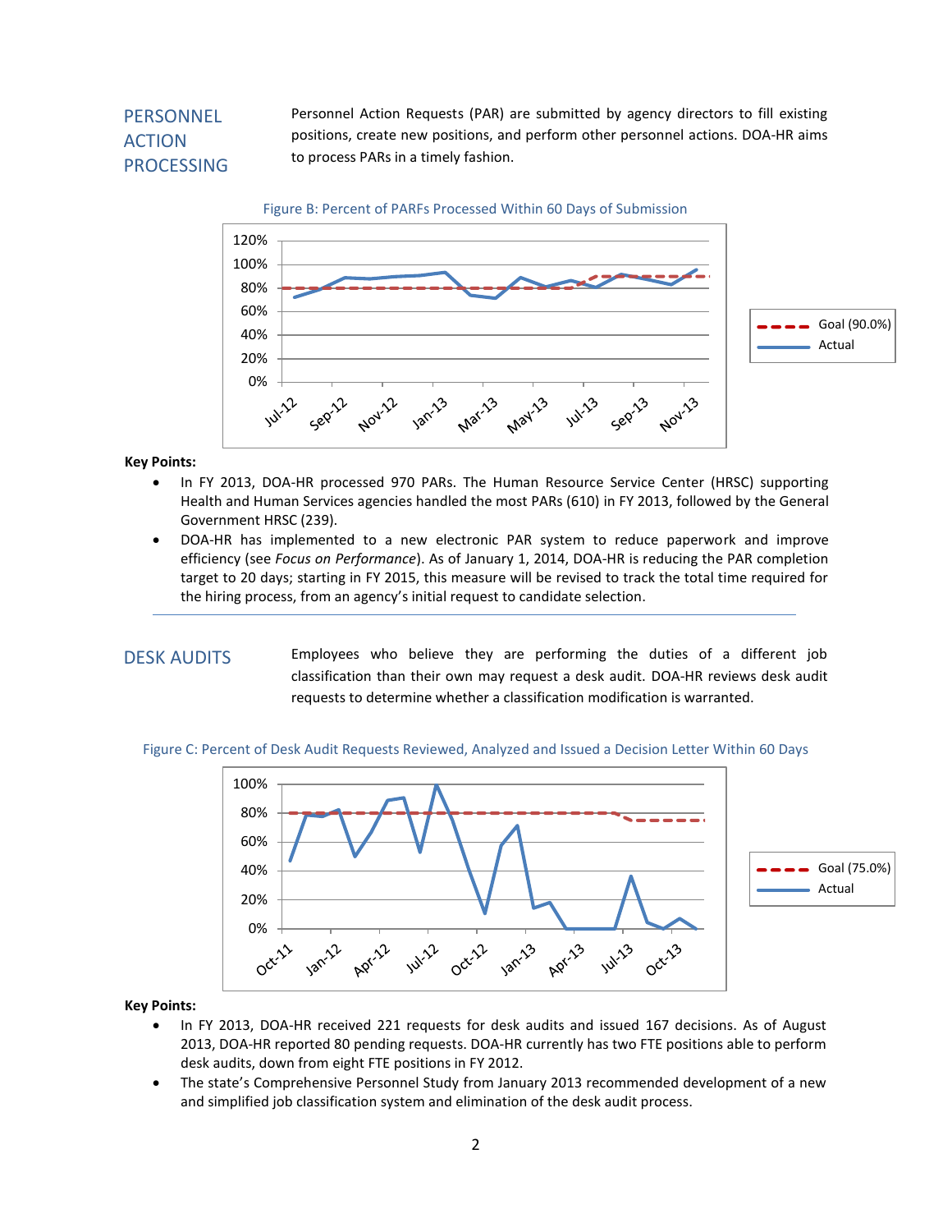## PERSONNEL ACTION PROCESSING

Personnel Action Requests (PAR) are submitted by agency directors to fill existing positions, create new positions, and perform other personnel actions. DOA-HR aims to process PARs in a timely fashion.

Figure B: Percent of PARFs Processed Within 60 Days of Submission

**Key Points:**

- In FY 2013, DOA-HR processed 970 PARs. The Human Resource Service Center (HRSC) supporting Health and Human Services agencies handled the most PARs (610) in FY 2013, followed by the General Government HRSC (239).
- DOA-HR has implemented to a new electronic PAR system to reduce paperwork and improve efficiency (see *Focus on Performance*). As of January 1, 2014, DOA-HR is reducing the PAR completion target to 20 days; starting in FY 2015, this measure will be revised to track the total time required for the hiring process, from an agency's initial request to candidate selection.

## DESK AUDITS

Employees who believe they are performing the duties of a different job classification than their own may request a desk audit. DOA-HR reviews desk audit requests to determine whether a classification modification is warranted.

Figure C: Percent of Desk Audit Requests Reviewed, Analyzed and Issued a Decision Letter Within 60 Days

**Key Points:**

- In FY 2013, DOA-HR received 221 requests for desk audits and issued 167 decisions. As of August 2013, DOA-HR reported 80 pending requests. DOA-HR currently has two FTE positions able to perform desk audits, down from eight FTE positions in FY 2012.
- The state's Comprehensive Personnel Study from January 2013 recommended development of a new and simplified job classification system and elimination of the desk audit process.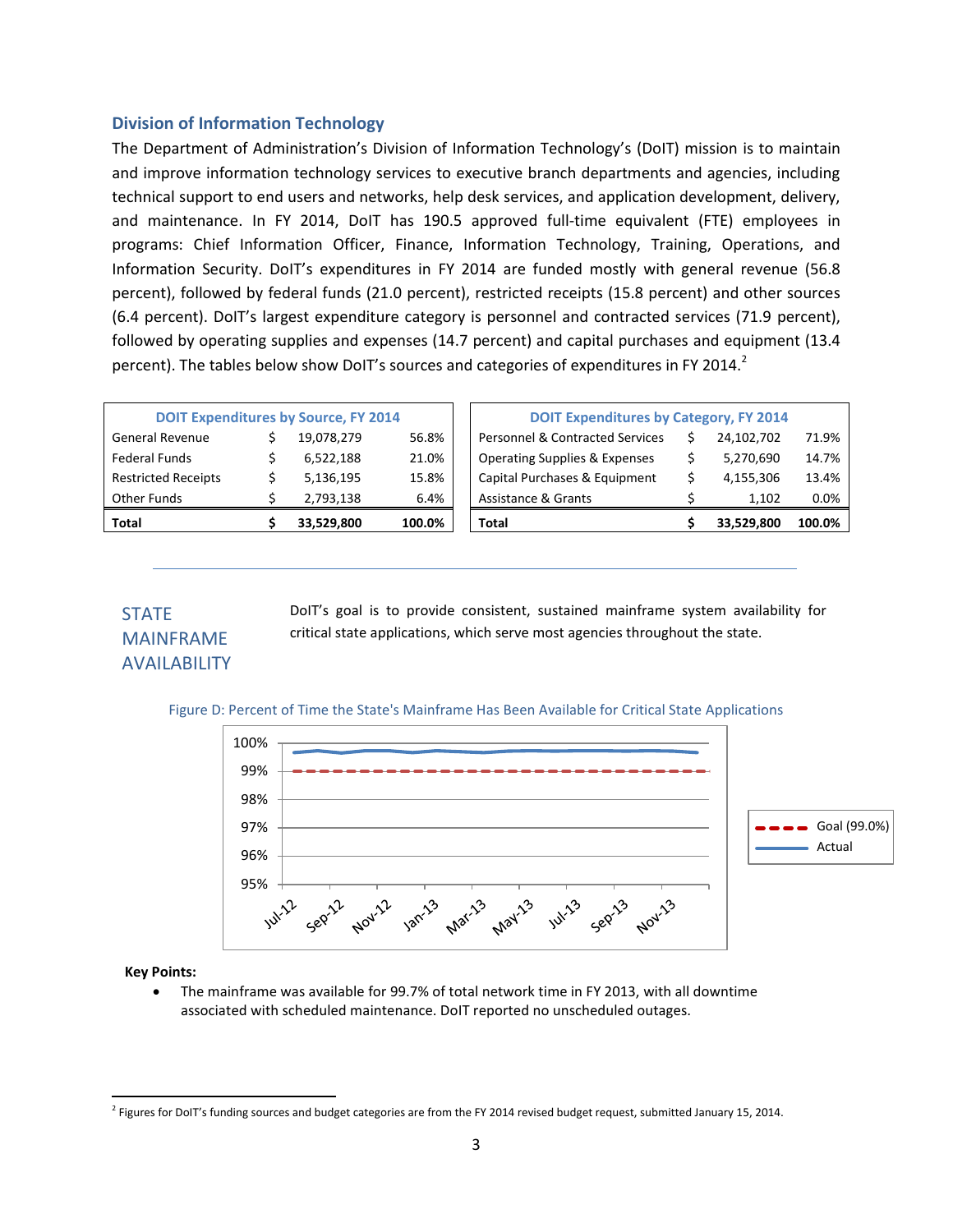## Division of Information Technology

The Department of Administration's Division of Information Technology's (DoIT) mission is to maintain and improve information technology services to executive branch departments and agencies, including technical support to end users and networks, help desk services, and application development, delivery, and maintenance. In FY 2014, DoIT has 190.5 approved full-time equivalent (FTE) employees in programs: Chief Information Officer, Finance, Information Technology, Training, Operations, and Information Security. DoIT's expenditures in FY 2014 are funded mostly with general revenue (56.8 percent), followed by federal funds (21.0 percent), restricted receipts (15.8 percent) and other sources (6.4 percent). DoIT's largest expenditure category is personnel and contracted services (71.9 percent), followed by operating supplies and expenses (14.7 percent) and capital purchases and equipment (13.4 percent). The tables below show DoIT's sources and categories of expenditures in FY 2014.[2]

| DOIT Expenditures by Source, FY 2014 | | |
|---|---|---|
| General Revenue | $ 19,078,279 | 56.8% |
| Federal Funds | $ 6,522,188 | 21.0% |
| Restricted Receipts | $ 5,136,195 | 15.8% |
| Other Funds | $ 2,793,138 | 6.4% |
| **Total** | **$ 33,529,800** | **100.0%** |

| DOIT Expenditures by Category, FY 2014 | | |
|---|---|---|
| Personnel & Contracted Services | $ 24,102,702 | 71.9% |
| Operating Supplies & Expenses | $ 5,270,690 | 14.7% |
| Capital Purchases & Equipment | $ 4,155,306 | 13.4% |
| Assistance & Grants | $ 1,102 | 0.0% |
| **Total** | **$ 33,529,800** | **100.0%** |

## STATE MAINFRAME AVAILABILITY

DoIT's goal is to provide consistent, sustained mainframe system availability for critical state applications, which serve most agencies throughout the state.

Figure D: Percent of Time the State's Mainframe Has Been Available for Critical State Applications

**Key Points:**

- The mainframe was available for 99.7% of total network time in FY 2013, with all downtime associated with scheduled maintenance. DoIT reported no unscheduled outages.

---

[2] Figures for DoIT's funding sources and budget categories are from the FY 2014 revised budget request, submitted January 15, 2014.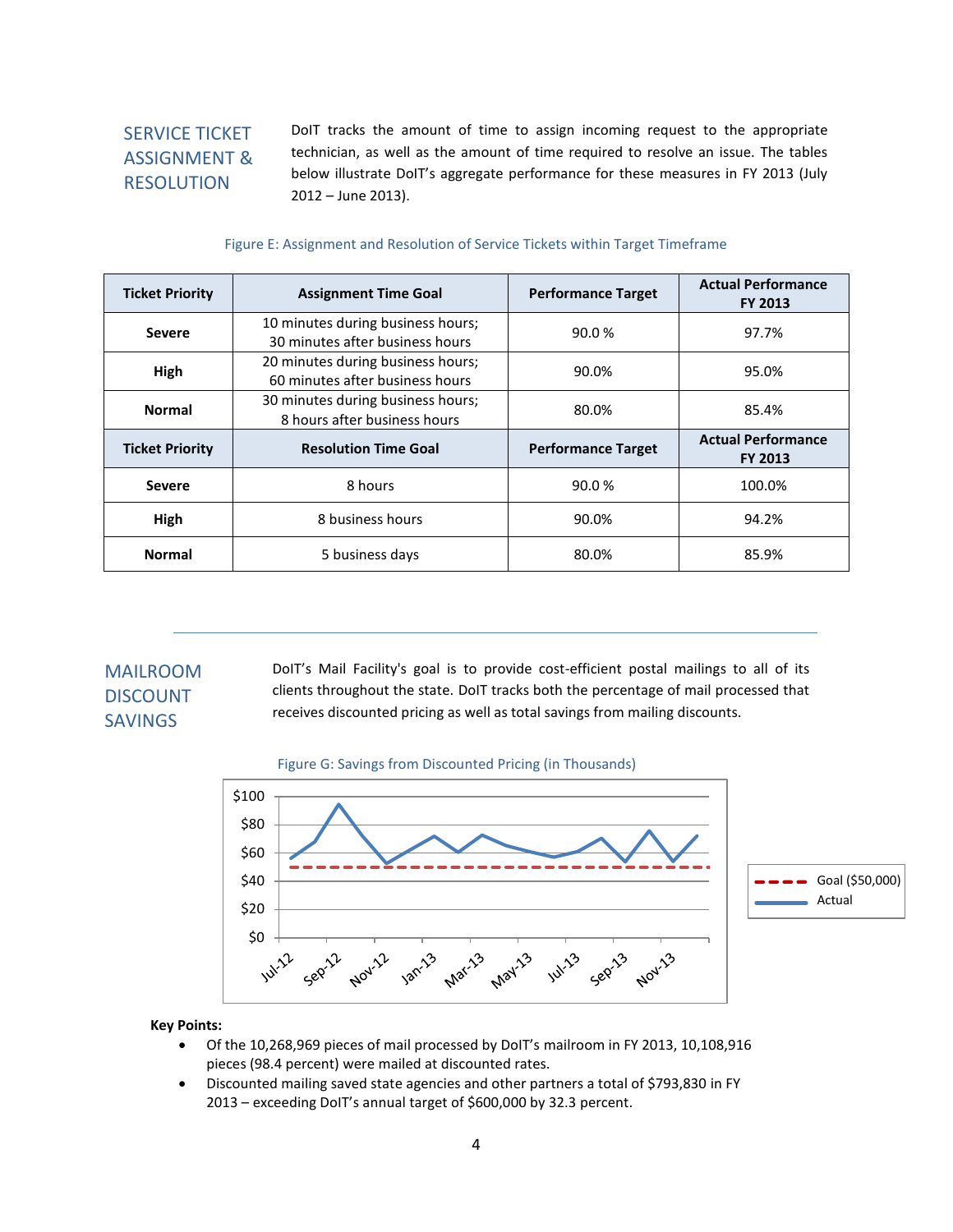## SERVICE TICKET ASSIGNMENT & RESOLUTION

DoIT tracks the amount of time to assign incoming request to the appropriate technician, as well as the amount of time required to resolve an issue. The tables below illustrate DoIT's aggregate performance for these measures in FY 2013 (July 2012 – June 2013).

Figure E: Assignment and Resolution of Service Tickets within Target Timeframe

| Ticket Priority | Assignment Time Goal | Performance Target | Actual Performance FY 2013 |
|---|---|---|---|
| **Severe** | 10 minutes during business hours; 30 minutes after business hours | 90.0 % | 97.7% |
| **High** | 20 minutes during business hours; 60 minutes after business hours | 90.0% | 95.0% |
| **Normal** | 30 minutes during business hours; 8 hours after business hours | 80.0% | 85.4% |
| **Ticket Priority** | **Resolution Time Goal** | **Performance Target** | **Actual Performance FY 2013** |
| **Severe** | 8 hours | 90.0 % | 100.0% |
| **High** | 8 business hours | 90.0% | 94.2% |
| **Normal** | 5 business days | 80.0% | 85.9% |

## MAILROOM DISCOUNT SAVINGS

DoIT's Mail Facility's goal is to provide cost-efficient postal mailings to all of its clients throughout the state. DoIT tracks both the percentage of mail processed that receives discounted pricing as well as total savings from mailing discounts.

Figure G: Savings from Discounted Pricing (in Thousands)

**Key Points:**

- Of the 10,268,969 pieces of mail processed by DoIT's mailroom in FY 2013, 10,108,916 pieces (98.4 percent) were mailed at discounted rates.
- Discounted mailing saved state agencies and other partners a total of $793,830 in FY 2013 – exceeding DoIT's annual target of $600,000 by 32.3 percent.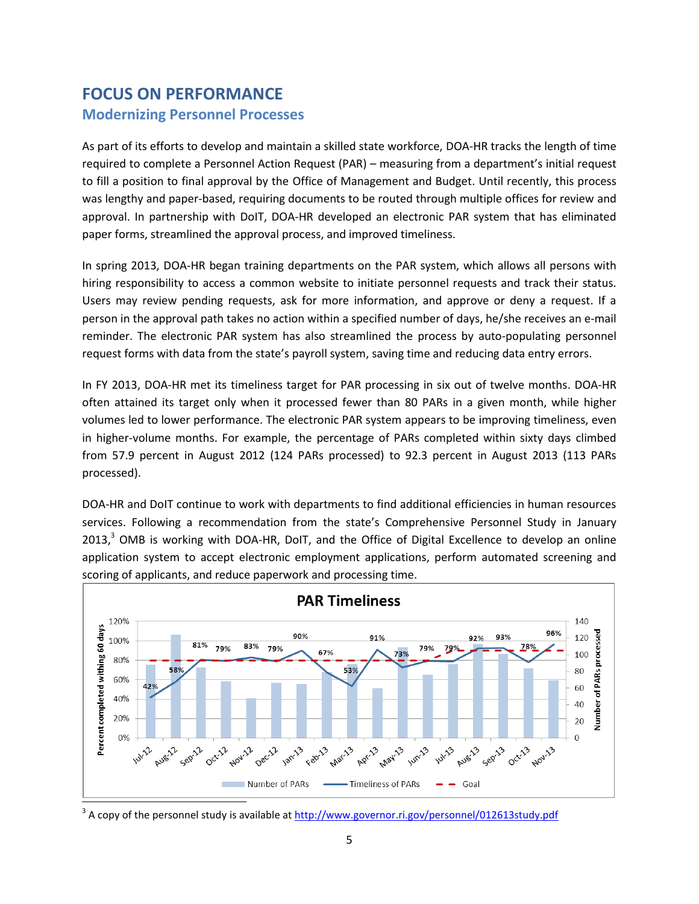# FOCUS ON PERFORMANCE

## Modernizing Personnel Processes

As part of its efforts to develop and maintain a skilled state workforce, DOA-HR tracks the length of time required to complete a Personnel Action Request (PAR) – measuring from a department's initial request to fill a position to final approval by the Office of Management and Budget. Until recently, this process was lengthy and paper-based, requiring documents to be routed through multiple offices for review and approval. In partnership with DoIT, DOA-HR developed an electronic PAR system that has eliminated paper forms, streamlined the approval process, and improved timeliness.

In spring 2013, DOA-HR began training departments on the PAR system, which allows all persons with hiring responsibility to access a common website to initiate personnel requests and track their status. Users may review pending requests, ask for more information, and approve or deny a request. If a person in the approval path takes no action within a specified number of days, he/she receives an e-mail reminder. The electronic PAR system has also streamlined the process by auto-populating personnel request forms with data from the state's payroll system, saving time and reducing data entry errors.

In FY 2013, DOA-HR met its timeliness target for PAR processing in six out of twelve months. DOA-HR often attained its target only when it processed fewer than 80 PARs in a given month, while higher volumes led to lower performance. The electronic PAR system appears to be improving timeliness, even in higher-volume months. For example, the percentage of PARs completed within sixty days climbed from 57.9 percent in August 2012 (124 PARs processed) to 92.3 percent in August 2013 (113 PARs processed).

DOA-HR and DoIT continue to work with departments to find additional efficiencies in human resources services. Following a recommendation from the state's Comprehensive Personnel Study in January 2013,[3] OMB is working with DOA-HR, DoIT, and the Office of Digital Excellence to develop an online application system to accept electronic employment applications, perform automated screening and scoring of applicants, and reduce paperwork and processing time.

PAR Timeliness

Percent completed withing 60 days: 0%, 20%, 40%, 60%, 80%, 100%, 120%

Number of PARs processed: 0, 20, 40, 60, 80, 100, 120, 140

Jul-12, Aug-12, Sep-12, Oct-12, Nov-12, Dec-12, Jan-13, Feb-13, Mar-13, Apr-13, May-13, Jun-13, Jul-13, Aug-13, Sep-13, Oct-13, Nov-13

42%, 58%, 81%, 79%, 83%, 79%, 90%, 67%, 53%, 91%, 73%, 79%, 79%, 92%, 93%, 78%, 96%

Number of PARs — Timeliness of PARs — Goal

[3] A copy of the personnel study is available at http://www.governor.ri.gov/personnel/012613study.pdf